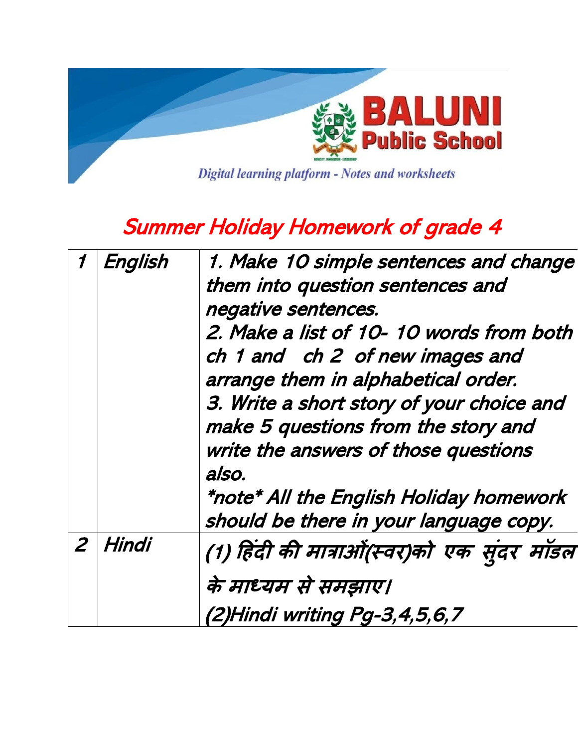BALUNI Public School

Digital learning platform - Notes and worksheets

# Summer Holiday Homework of grade 4

| 1 | English | 1. Make 10 simple sentences and change them into question sentences and negative sentences.<br>2. Make a list of 10- 10 words from both ch 1 and ch 2 of new images and arrange them in alphabetical order.<br>3. Write a short story of your choice and make 5 questions from the story and write the answers of those questions also.<br>*note* All the English Holiday homework should be there in your language copy. |
|---|---|---|
| 2 | Hindi | (1) हिंदी की मात्राओं(स्वर)को एक सुंदर मॉडल के माध्यम से समझाए।<br>(2)Hindi writing Pg-3,4,5,6,7 |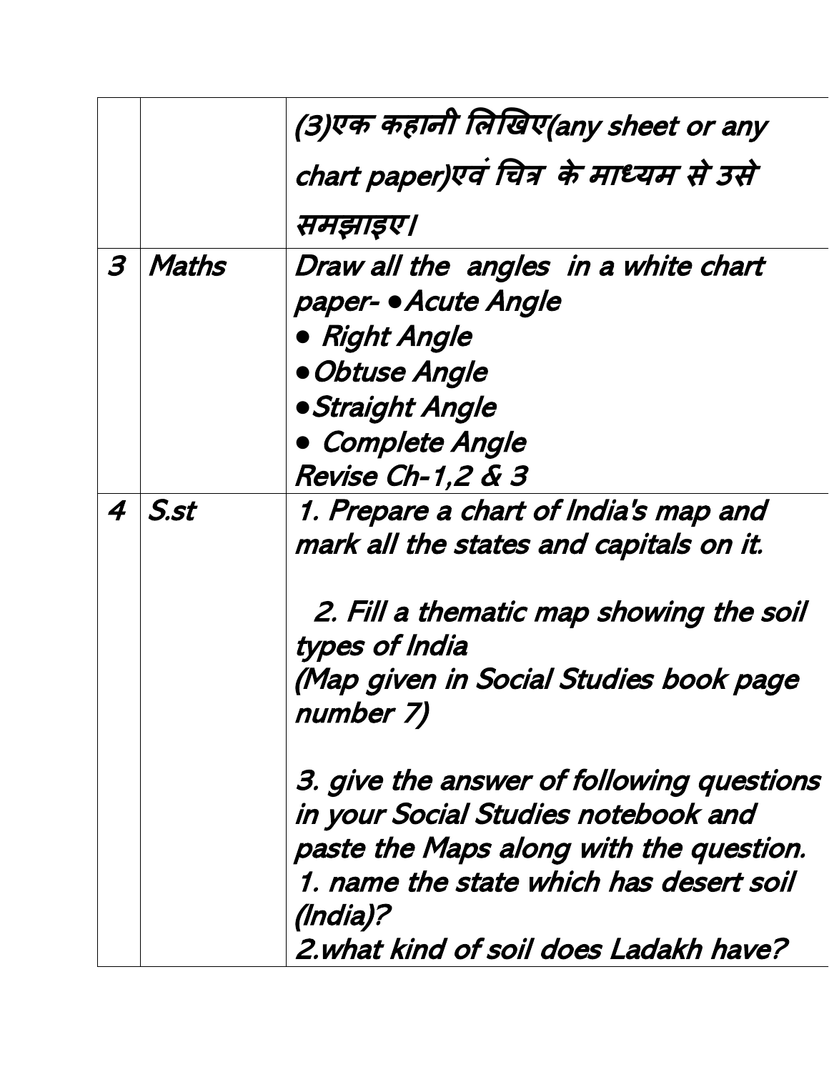| | | |
|---|---|---|
| | | (3)एक कहानी लिखिए(any sheet or any chart paper)एवं चित्र  के माध्यम से उसे समझाइए। |
| 3 | Maths | Draw all the  angles  in a white chart paper- •Acute Angle<br>• Right Angle<br>•Obtuse Angle<br>•Straight Angle<br>• Complete Angle<br>Revise Ch-1,2 & 3 |
| 4 | S.st | 1. Prepare a chart of India's map and mark all the states and capitals on it.<br><br>2. Fill a thematic map showing the soil types of India<br>(Map given in Social Studies book page number 7)<br><br>3. give the answer of following questions in your Social Studies notebook and paste the Maps along with the question.<br>1. name the state which has desert soil (India)?<br>2.what kind of soil does Ladakh have? |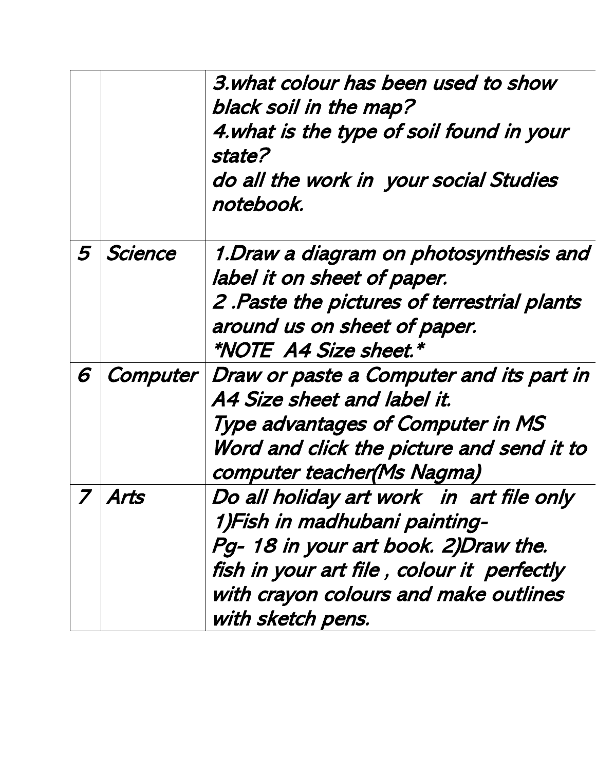|  |  |  |
|---|---|---|
|  |  | 3.what colour has been used to show black soil in the map?<br>4.what is the type of soil found in your state?<br>do all the work in your social Studies notebook. |
| 5 | Science | 1.Draw a diagram on photosynthesis and label it on sheet of paper.<br>2 .Paste the pictures of terrestrial plants around us on sheet of paper.<br>*NOTE A4 Size sheet.* |
| 6 | Computer | Draw or paste a Computer and its part in A4 Size sheet and label it.<br>Type advantages of Computer in MS Word and click the picture and send it to computer teacher(Ms Nagma) |
| 7 | Arts | Do all holiday art work in art file only<br>1)Fish in madhubani painting-<br>Pg- 18 in your art book. 2)Draw the. fish in your art file , colour it perfectly with crayon colours and make outlines with sketch pens. |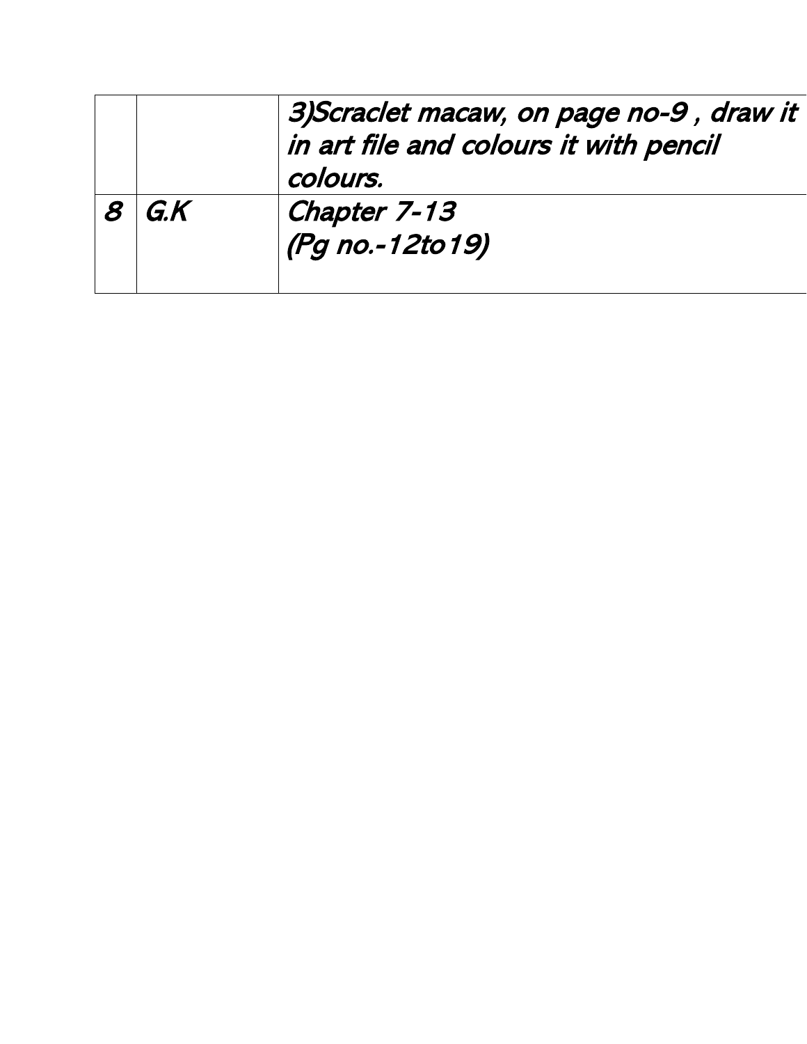| | | |
|---|---|---|
| | | *3)Scraclet macaw, on page no-9 , draw it in art file and colours it with pencil colours.* |
| *8* | *G.K* | *Chapter 7-13 (Pg no.-12to19)* |